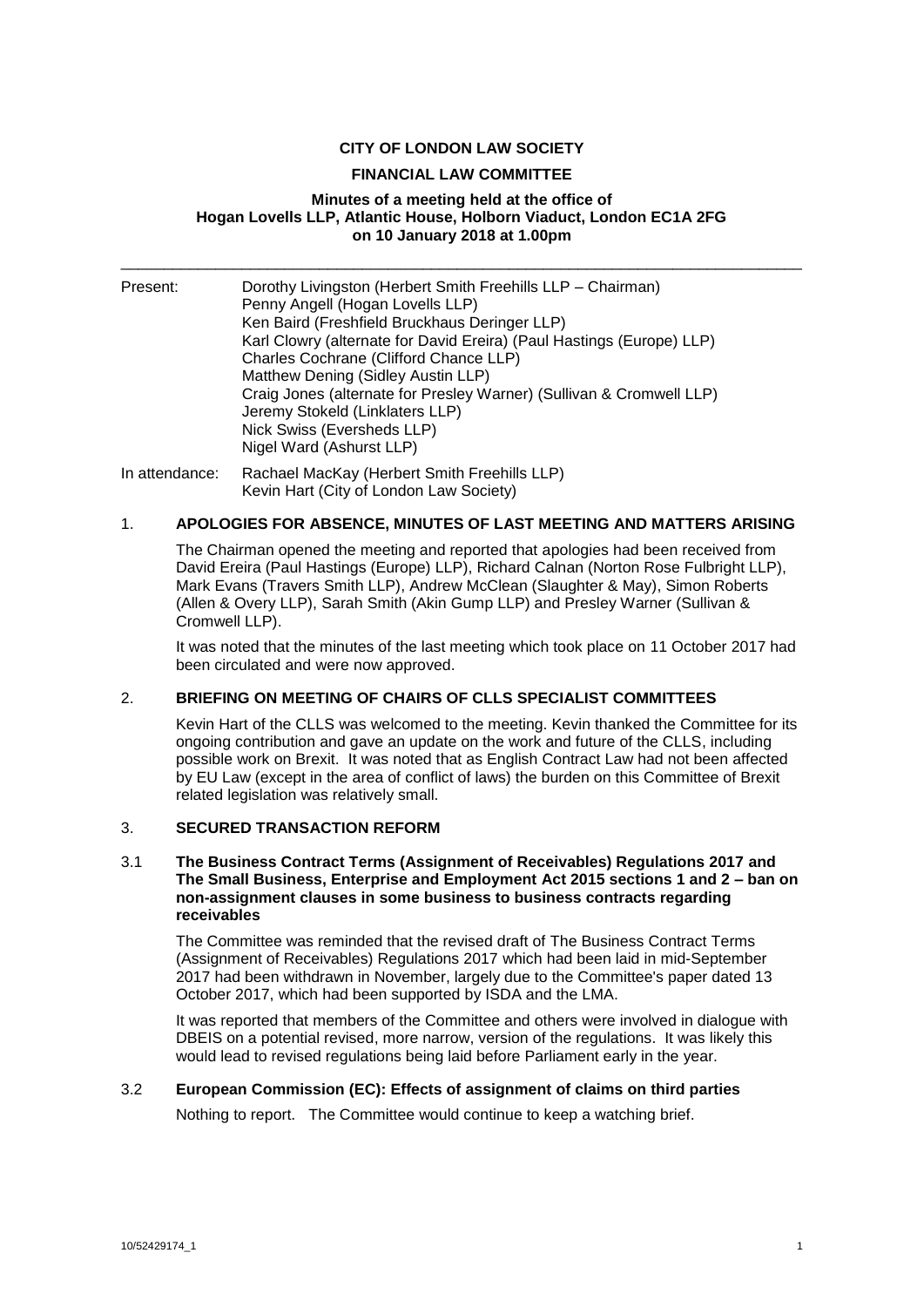**CITY OF LONDON LAW SOCIETY**

**FINANCIAL LAW COMMITTEE**

**Minutes of a meeting held at the office of Hogan Lovells LLP, Atlantic House, Holborn Viaduct, London EC1A 2FG on 10 January 2018 at 1.00pm**

---

Present:
Dorothy Livingston (Herbert Smith Freehills LLP – Chairman)
Penny Angell (Hogan Lovells LLP)
Ken Baird (Freshfield Bruckhaus Deringer LLP)
Karl Clowry (alternate for David Ereira) (Paul Hastings (Europe) LLP)
Charles Cochrane (Clifford Chance LLP)
Matthew Dening (Sidley Austin LLP)
Craig Jones (alternate for Presley Warner) (Sullivan & Cromwell LLP)
Jeremy Stokeld (Linklaters LLP)
Nick Swiss (Eversheds LLP)
Nigel Ward (Ashurst LLP)

In attendance:
Rachael MacKay (Herbert Smith Freehills LLP)
Kevin Hart (City of London Law Society)

## 1. APOLOGIES FOR ABSENCE, MINUTES OF LAST MEETING AND MATTERS ARISING

The Chairman opened the meeting and reported that apologies had been received from David Ereira (Paul Hastings (Europe) LLP), Richard Calnan (Norton Rose Fulbright LLP), Mark Evans (Travers Smith LLP), Andrew McClean (Slaughter & May), Simon Roberts (Allen & Overy LLP), Sarah Smith (Akin Gump LLP) and Presley Warner (Sullivan & Cromwell LLP).

It was noted that the minutes of the last meeting which took place on 11 October 2017 had been circulated and were now approved.

## 2. BRIEFING ON MEETING OF CHAIRS OF CLLS SPECIALIST COMMITTEES

Kevin Hart of the CLLS was welcomed to the meeting. Kevin thanked the Committee for its ongoing contribution and gave an update on the work and future of the CLLS, including possible work on Brexit. It was noted that as English Contract Law had not been affected by EU Law (except in the area of conflict of laws) the burden on this Committee of Brexit related legislation was relatively small.

## 3. SECURED TRANSACTION REFORM

### 3.1 The Business Contract Terms (Assignment of Receivables) Regulations 2017 and The Small Business, Enterprise and Employment Act 2015 sections 1 and 2 – ban on non-assignment clauses in some business to business contracts regarding receivables

The Committee was reminded that the revised draft of The Business Contract Terms (Assignment of Receivables) Regulations 2017 which had been laid in mid-September 2017 had been withdrawn in November, largely due to the Committee's paper dated 13 October 2017, which had been supported by ISDA and the LMA.

It was reported that members of the Committee and others were involved in dialogue with DBEIS on a potential revised, more narrow, version of the regulations. It was likely this would lead to revised regulations being laid before Parliament early in the year.

### 3.2 European Commission (EC): Effects of assignment of claims on third parties

Nothing to report. The Committee would continue to keep a watching brief.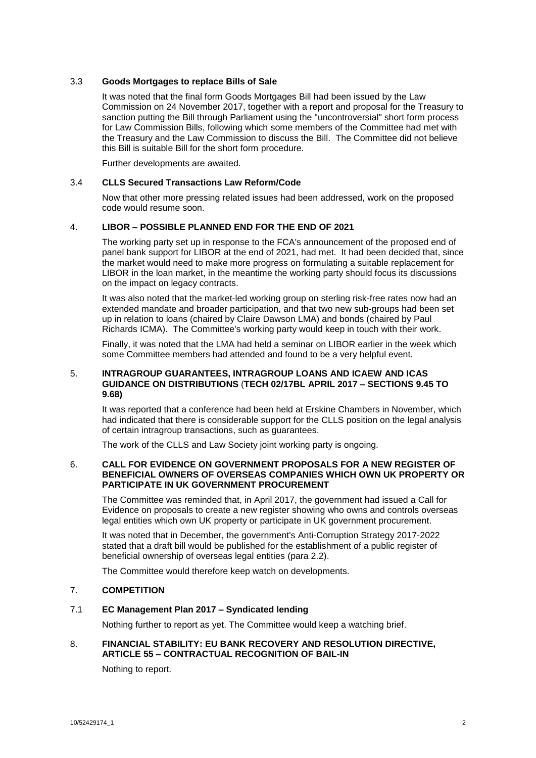### 3.3 **Goods Mortgages to replace Bills of Sale**

It was noted that the final form Goods Mortgages Bill had been issued by the Law Commission on 24 November 2017, together with a report and proposal for the Treasury to sanction putting the Bill through Parliament using the "uncontroversial" short form process for Law Commission Bills, following which some members of the Committee had met with the Treasury and the Law Commission to discuss the Bill. The Committee did not believe this Bill is suitable Bill for the short form procedure.

Further developments are awaited.

### 3.4 **CLLS Secured Transactions Law Reform/Code**

Now that other more pressing related issues had been addressed, work on the proposed code would resume soon.

## 4. **LIBOR – POSSIBLE PLANNED END FOR THE END OF 2021**

The working party set up in response to the FCA's announcement of the proposed end of panel bank support for LIBOR at the end of 2021, had met. It had been decided that, since the market would need to make more progress on formulating a suitable replacement for LIBOR in the loan market, in the meantime the working party should focus its discussions on the impact on legacy contracts.

It was also noted that the market-led working group on sterling risk-free rates now had an extended mandate and broader participation, and that two new sub-groups had been set up in relation to loans (chaired by Claire Dawson LMA) and bonds (chaired by Paul Richards ICMA). The Committee's working party would keep in touch with their work.

Finally, it was noted that the LMA had held a seminar on LIBOR earlier in the week which some Committee members had attended and found to be a very helpful event.

## 5. **INTRAGROUP GUARANTEES, INTRAGROUP LOANS AND ICAEW AND ICAS GUIDANCE ON DISTRIBUTIONS (TECH 02/17BL APRIL 2017 – SECTIONS 9.45 TO 9.68)**

It was reported that a conference had been held at Erskine Chambers in November, which had indicated that there is considerable support for the CLLS position on the legal analysis of certain intragroup transactions, such as guarantees.

The work of the CLLS and Law Society joint working party is ongoing.

## 6. **CALL FOR EVIDENCE ON GOVERNMENT PROPOSALS FOR A NEW REGISTER OF BENEFICIAL OWNERS OF OVERSEAS COMPANIES WHICH OWN UK PROPERTY OR PARTICIPATE IN UK GOVERNMENT PROCUREMENT**

The Committee was reminded that, in April 2017, the government had issued a Call for Evidence on proposals to create a new register showing who owns and controls overseas legal entities which own UK property or participate in UK government procurement.

It was noted that in December, the government's Anti-Corruption Strategy 2017-2022 stated that a draft bill would be published for the establishment of a public register of beneficial ownership of overseas legal entities (para 2.2).

The Committee would therefore keep watch on developments.

## 7. **COMPETITION**

### 7.1 **EC Management Plan 2017 – Syndicated lending**

Nothing further to report as yet. The Committee would keep a watching brief.

## 8. **FINANCIAL STABILITY: EU BANK RECOVERY AND RESOLUTION DIRECTIVE, ARTICLE 55 – CONTRACTUAL RECOGNITION OF BAIL-IN**

Nothing to report.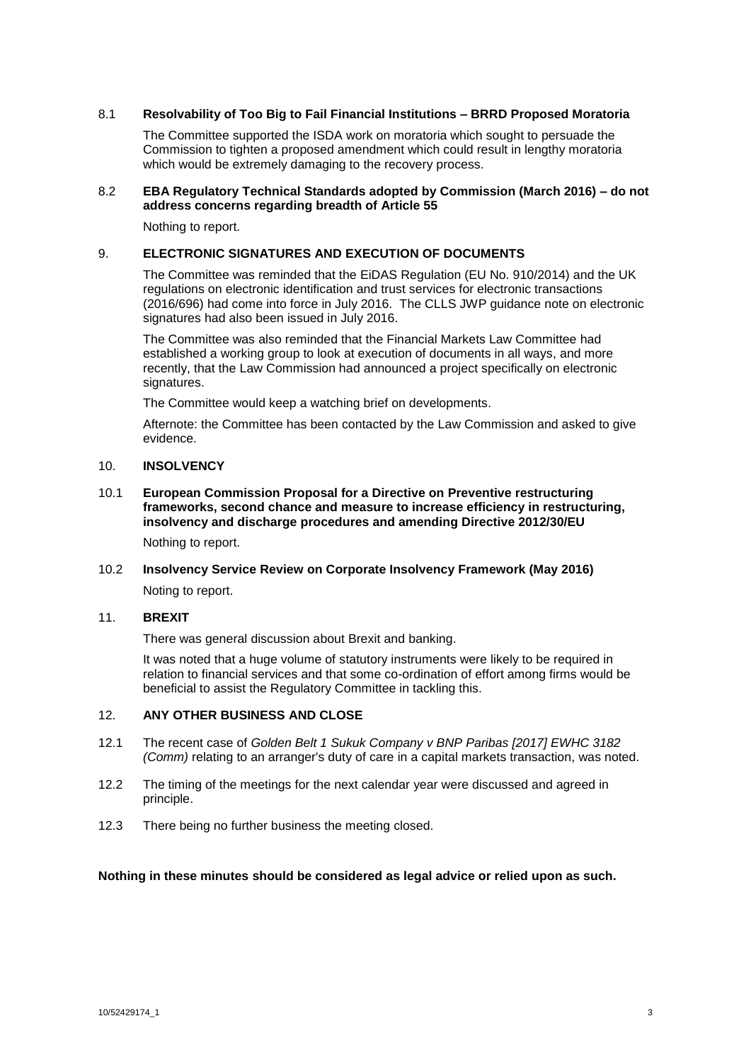8.1 **Resolvability of Too Big to Fail Financial Institutions – BRRD Proposed Moratoria**

The Committee supported the ISDA work on moratoria which sought to persuade the Commission to tighten a proposed amendment which could result in lengthy moratoria which would be extremely damaging to the recovery process.

8.2 **EBA Regulatory Technical Standards adopted by Commission (March 2016) – do not address concerns regarding breadth of Article 55**

Nothing to report.

## 9. ELECTRONIC SIGNATURES AND EXECUTION OF DOCUMENTS

The Committee was reminded that the EiDAS Regulation (EU No. 910/2014) and the UK regulations on electronic identification and trust services for electronic transactions (2016/696) had come into force in July 2016. The CLLS JWP guidance note on electronic signatures had also been issued in July 2016.

The Committee was also reminded that the Financial Markets Law Committee had established a working group to look at execution of documents in all ways, and more recently, that the Law Commission had announced a project specifically on electronic signatures.

The Committee would keep a watching brief on developments.

Afternote: the Committee has been contacted by the Law Commission and asked to give evidence.

## 10. INSOLVENCY

10.1 **European Commission Proposal for a Directive on Preventive restructuring frameworks, second chance and measure to increase efficiency in restructuring, insolvency and discharge procedures and amending Directive 2012/30/EU**

Nothing to report.

10.2 **Insolvency Service Review on Corporate Insolvency Framework (May 2016)**

Noting to report.

## 11. BREXIT

There was general discussion about Brexit and banking.

It was noted that a huge volume of statutory instruments were likely to be required in relation to financial services and that some co-ordination of effort among firms would be beneficial to assist the Regulatory Committee in tackling this.

## 12. ANY OTHER BUSINESS AND CLOSE

12.1 The recent case of *Golden Belt 1 Sukuk Company v BNP Paribas [2017] EWHC 3182 (Comm)* relating to an arranger's duty of care in a capital markets transaction, was noted.

12.2 The timing of the meetings for the next calendar year were discussed and agreed in principle.

12.3 There being no further business the meeting closed.

**Nothing in these minutes should be considered as legal advice or relied upon as such.**